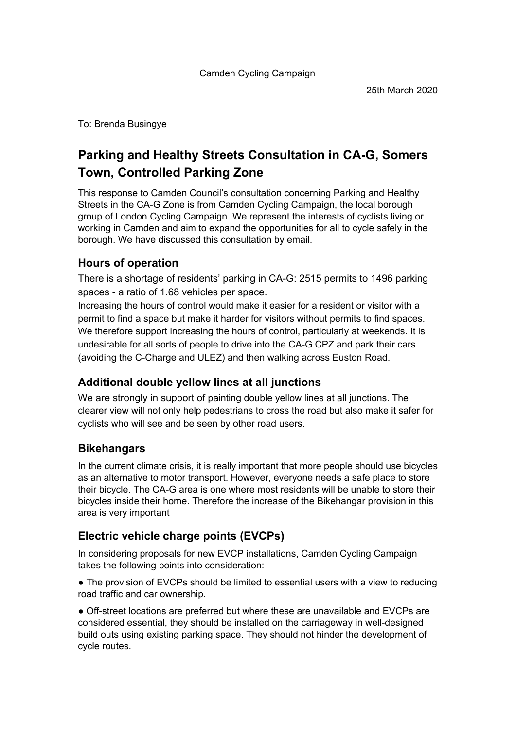Camden Cycling Campaign

25th March 2020

To: Brenda Busingye

# Parking and Healthy Streets Consultation in CA-G, Somers Town, Controlled Parking Zone

This response to Camden Council's consultation concerning Parking and Healthy Streets in the CA-G Zone is from Camden Cycling Campaign, the local borough group of London Cycling Campaign. We represent the interests of cyclists living or working in Camden and aim to expand the opportunities for all to cycle safely in the borough. We have discussed this consultation by email.

## Hours of operation

There is a shortage of residents' parking in CA-G: 2515 permits to 1496 parking spaces - a ratio of 1.68 vehicles per space.

Increasing the hours of control would make it easier for a resident or visitor with a permit to find a space but make it harder for visitors without permits to find spaces. We therefore support increasing the hours of control, particularly at weekends. It is undesirable for all sorts of people to drive into the CA-G CPZ and park their cars (avoiding the C-Charge and ULEZ) and then walking across Euston Road.

## Additional double yellow lines at all junctions

We are strongly in support of painting double yellow lines at all junctions. The clearer view will not only help pedestrians to cross the road but also make it safer for cyclists who will see and be seen by other road users.

## Bikehangars

In the current climate crisis, it is really important that more people should use bicycles as an alternative to motor transport. However, everyone needs a safe place to store their bicycle. The CA-G area is one where most residents will be unable to store their bicycles inside their home. Therefore the increase of the Bikehangar provision in this area is very important

## Electric vehicle charge points (EVCPs)

In considering proposals for new EVCP installations, Camden Cycling Campaign takes the following points into consideration:

- The provision of EVCPs should be limited to essential users with a view to reducing road traffic and car ownership.
- Off-street locations are preferred but where these are unavailable and EVCPs are considered essential, they should be installed on the carriageway in well-designed build outs using existing parking space. They should not hinder the development of cycle routes.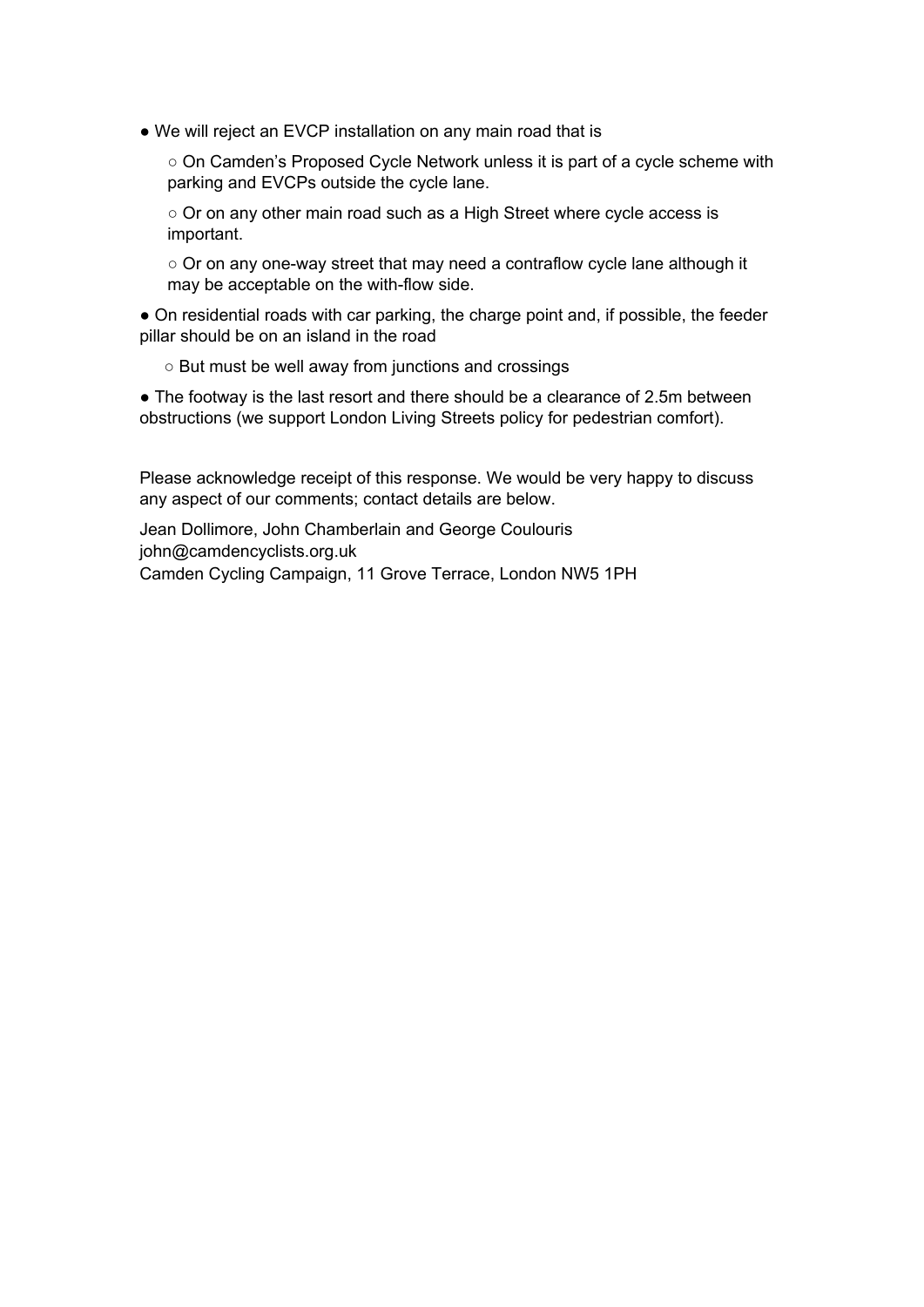- We will reject an EVCP installation on any main road that is
    - On Camden's Proposed Cycle Network unless it is part of a cycle scheme with parking and EVCPs outside the cycle lane.
    - Or on any other main road such as a High Street where cycle access is important.
    - Or on any one-way street that may need a contraflow cycle lane although it may be acceptable on the with-flow side.
- On residential roads with car parking, the charge point and, if possible, the feeder pillar should be on an island in the road
    - But must be well away from junctions and crossings
- The footway is the last resort and there should be a clearance of 2.5m between obstructions (we support London Living Streets policy for pedestrian comfort).

Please acknowledge receipt of this response. We would be very happy to discuss any aspect of our comments; contact details are below.

Jean Dollimore, John Chamberlain and George Coulouris  
john@camdencyclists.org.uk  
Camden Cycling Campaign, 11 Grove Terrace, London NW5 1PH